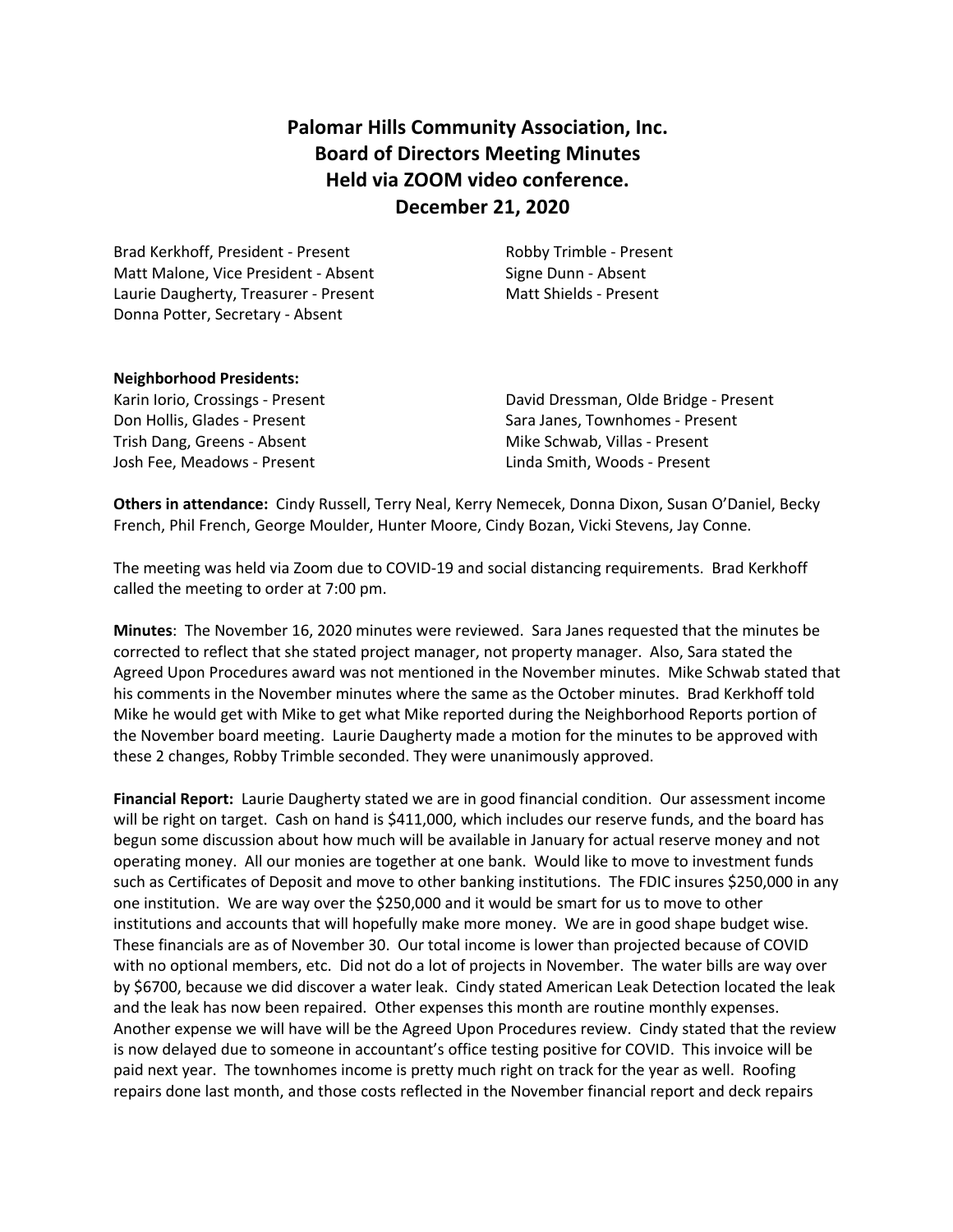# Palomar Hills Community Association, Inc.
## Board of Directors Meeting Minutes
## Held via ZOOM video conference.
## December 21, 2020

Brad Kerkhoff, President - Present
Matt Malone, Vice President - Absent
Laurie Daugherty, Treasurer - Present
Donna Potter, Secretary - Absent
Robby Trimble - Present
Signe Dunn - Absent
Matt Shields - Present

**Neighborhood Presidents:**

Karin Iorio, Crossings - Present
Don Hollis, Glades - Present
Trish Dang, Greens - Absent
Josh Fee, Meadows - Present
David Dressman, Olde Bridge - Present
Sara Janes, Townhomes - Present
Mike Schwab, Villas - Present
Linda Smith, Woods - Present

**Others in attendance:** Cindy Russell, Terry Neal, Kerry Nemecek, Donna Dixon, Susan O'Daniel, Becky French, Phil French, George Moulder, Hunter Moore, Cindy Bozan, Vicki Stevens, Jay Conne.

The meeting was held via Zoom due to COVID-19 and social distancing requirements. Brad Kerkhoff called the meeting to order at 7:00 pm.

**Minutes**: The November 16, 2020 minutes were reviewed. Sara Janes requested that the minutes be corrected to reflect that she stated project manager, not property manager. Also, Sara stated the Agreed Upon Procedures award was not mentioned in the November minutes. Mike Schwab stated that his comments in the November minutes where the same as the October minutes. Brad Kerkhoff told Mike he would get with Mike to get what Mike reported during the Neighborhood Reports portion of the November board meeting. Laurie Daugherty made a motion for the minutes to be approved with these 2 changes, Robby Trimble seconded. They were unanimously approved.

**Financial Report:** Laurie Daugherty stated we are in good financial condition. Our assessment income will be right on target. Cash on hand is $411,000, which includes our reserve funds, and the board has begun some discussion about how much will be available in January for actual reserve money and not operating money. All our monies are together at one bank. Would like to move to investment funds such as Certificates of Deposit and move to other banking institutions. The FDIC insures $250,000 in any one institution. We are way over the $250,000 and it would be smart for us to move to other institutions and accounts that will hopefully make more money. We are in good shape budget wise. These financials are as of November 30. Our total income is lower than projected because of COVID with no optional members, etc. Did not do a lot of projects in November. The water bills are way over by $6700, because we did discover a water leak. Cindy stated American Leak Detection located the leak and the leak has now been repaired. Other expenses this month are routine monthly expenses. Another expense we will have will be the Agreed Upon Procedures review. Cindy stated that the review is now delayed due to someone in accountant's office testing positive for COVID. This invoice will be paid next year. The townhomes income is pretty much right on track for the year as well. Roofing repairs done last month, and those costs reflected in the November financial report and deck repairs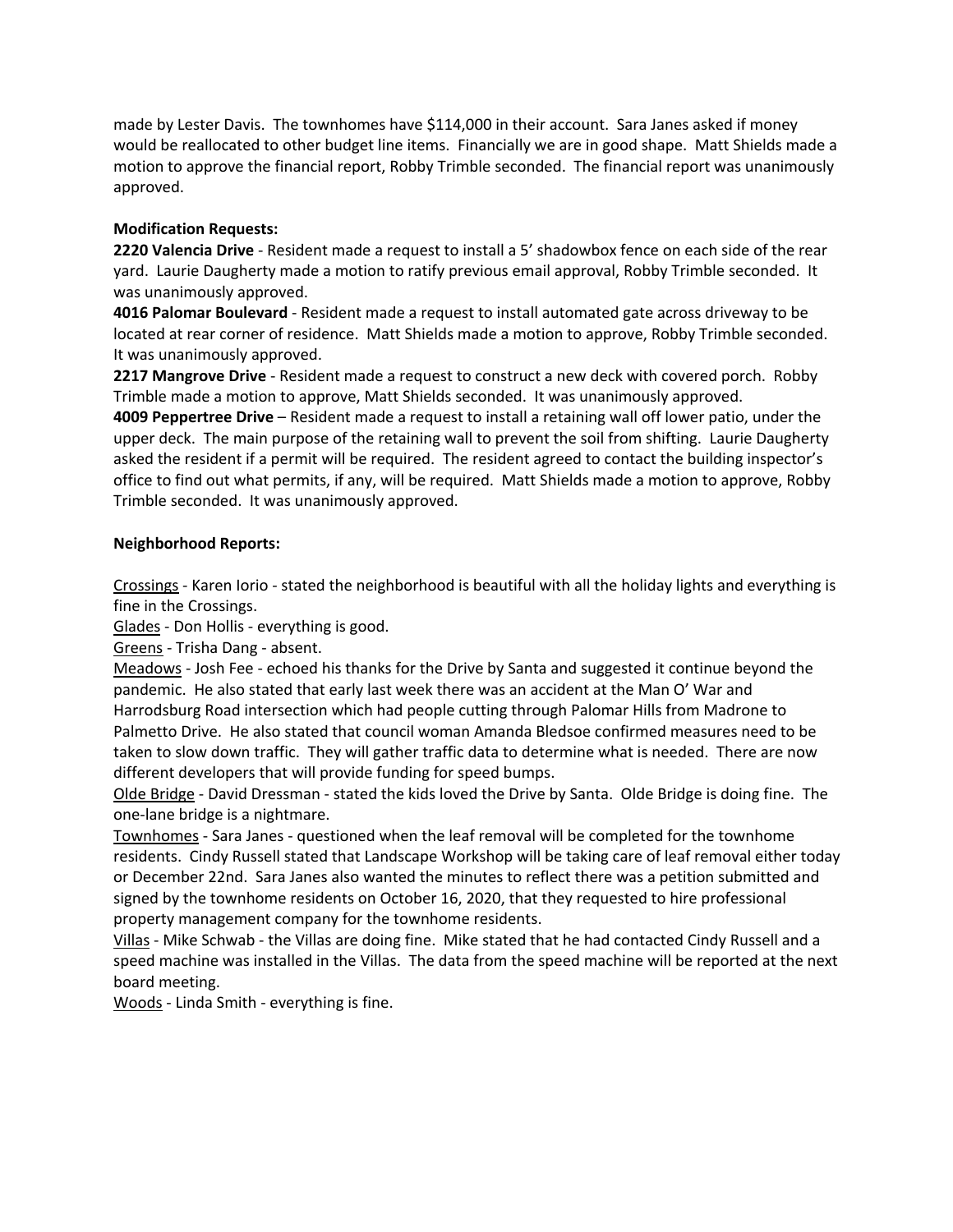made by Lester Davis. The townhomes have $114,000 in their account. Sara Janes asked if money would be reallocated to other budget line items. Financially we are in good shape. Matt Shields made a motion to approve the financial report, Robby Trimble seconded. The financial report was unanimously approved.

**Modification Requests:**

**2220 Valencia Drive** - Resident made a request to install a 5' shadowbox fence on each side of the rear yard. Laurie Daugherty made a motion to ratify previous email approval, Robby Trimble seconded. It was unanimously approved.

**4016 Palomar Boulevard** - Resident made a request to install automated gate across driveway to be located at rear corner of residence. Matt Shields made a motion to approve, Robby Trimble seconded. It was unanimously approved.

**2217 Mangrove Drive** - Resident made a request to construct a new deck with covered porch. Robby Trimble made a motion to approve, Matt Shields seconded. It was unanimously approved.

**4009 Peppertree Drive** – Resident made a request to install a retaining wall off lower patio, under the upper deck. The main purpose of the retaining wall to prevent the soil from shifting. Laurie Daugherty asked the resident if a permit will be required. The resident agreed to contact the building inspector's office to find out what permits, if any, will be required. Matt Shields made a motion to approve, Robby Trimble seconded. It was unanimously approved.

**Neighborhood Reports:**

<u>Crossings</u> - Karen Iorio - stated the neighborhood is beautiful with all the holiday lights and everything is fine in the Crossings.

<u>Glades</u> - Don Hollis - everything is good.

<u>Greens</u> - Trisha Dang - absent.

<u>Meadows</u> - Josh Fee - echoed his thanks for the Drive by Santa and suggested it continue beyond the pandemic. He also stated that early last week there was an accident at the Man O' War and Harrodsburg Road intersection which had people cutting through Palomar Hills from Madrone to Palmetto Drive. He also stated that council woman Amanda Bledsoe confirmed measures need to be taken to slow down traffic. They will gather traffic data to determine what is needed. There are now different developers that will provide funding for speed bumps.

<u>Olde Bridge</u> - David Dressman - stated the kids loved the Drive by Santa. Olde Bridge is doing fine. The one-lane bridge is a nightmare.

<u>Townhomes</u> - Sara Janes - questioned when the leaf removal will be completed for the townhome residents. Cindy Russell stated that Landscape Workshop will be taking care of leaf removal either today or December 22nd. Sara Janes also wanted the minutes to reflect there was a petition submitted and signed by the townhome residents on October 16, 2020, that they requested to hire professional property management company for the townhome residents.

<u>Villas</u> - Mike Schwab - the Villas are doing fine. Mike stated that he had contacted Cindy Russell and a speed machine was installed in the Villas. The data from the speed machine will be reported at the next board meeting.

<u>Woods</u> - Linda Smith - everything is fine.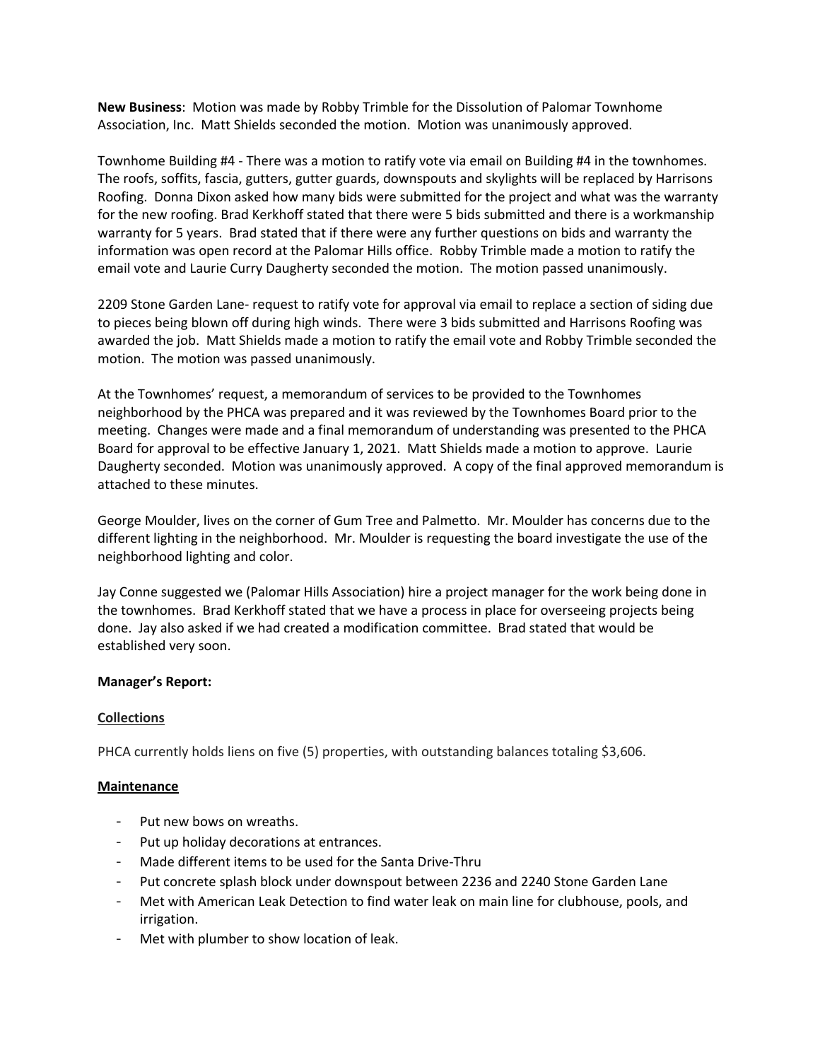**New Business**: Motion was made by Robby Trimble for the Dissolution of Palomar Townhome Association, Inc. Matt Shields seconded the motion. Motion was unanimously approved.

Townhome Building #4 - There was a motion to ratify vote via email on Building #4 in the townhomes. The roofs, soffits, fascia, gutters, gutter guards, downspouts and skylights will be replaced by Harrisons Roofing. Donna Dixon asked how many bids were submitted for the project and what was the warranty for the new roofing. Brad Kerkhoff stated that there were 5 bids submitted and there is a workmanship warranty for 5 years. Brad stated that if there were any further questions on bids and warranty the information was open record at the Palomar Hills office. Robby Trimble made a motion to ratify the email vote and Laurie Curry Daugherty seconded the motion. The motion passed unanimously.

2209 Stone Garden Lane- request to ratify vote for approval via email to replace a section of siding due to pieces being blown off during high winds. There were 3 bids submitted and Harrisons Roofing was awarded the job. Matt Shields made a motion to ratify the email vote and Robby Trimble seconded the motion. The motion was passed unanimously.

At the Townhomes' request, a memorandum of services to be provided to the Townhomes neighborhood by the PHCA was prepared and it was reviewed by the Townhomes Board prior to the meeting. Changes were made and a final memorandum of understanding was presented to the PHCA Board for approval to be effective January 1, 2021. Matt Shields made a motion to approve. Laurie Daugherty seconded. Motion was unanimously approved. A copy of the final approved memorandum is attached to these minutes.

George Moulder, lives on the corner of Gum Tree and Palmetto. Mr. Moulder has concerns due to the different lighting in the neighborhood. Mr. Moulder is requesting the board investigate the use of the neighborhood lighting and color.

Jay Conne suggested we (Palomar Hills Association) hire a project manager for the work being done in the townhomes. Brad Kerkhoff stated that we have a process in place for overseeing projects being done. Jay also asked if we had created a modification committee. Brad stated that would be established very soon.

**Manager's Report:**

**Collections**

PHCA currently holds liens on five (5) properties, with outstanding balances totaling $3,606.

**Maintenance**

- Put new bows on wreaths.
- Put up holiday decorations at entrances.
- Made different items to be used for the Santa Drive-Thru
- Put concrete splash block under downspout between 2236 and 2240 Stone Garden Lane
- Met with American Leak Detection to find water leak on main line for clubhouse, pools, and irrigation.
- Met with plumber to show location of leak.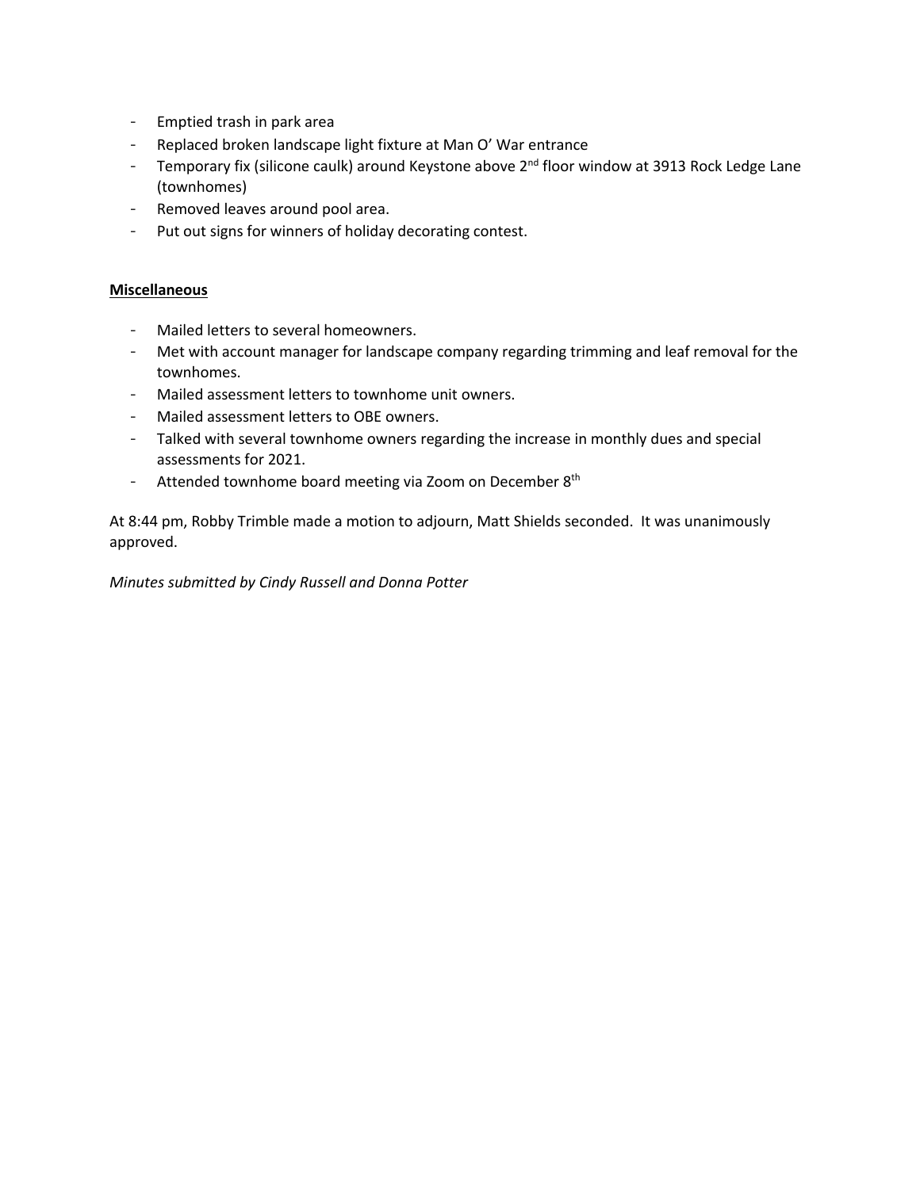- Emptied trash in park area
- Replaced broken landscape light fixture at Man O' War entrance
- Temporary fix (silicone caulk) around Keystone above 2nd floor window at 3913 Rock Ledge Lane (townhomes)
- Removed leaves around pool area.
- Put out signs for winners of holiday decorating contest.

**Miscellaneous**

- Mailed letters to several homeowners.
- Met with account manager for landscape company regarding trimming and leaf removal for the townhomes.
- Mailed assessment letters to townhome unit owners.
- Mailed assessment letters to OBE owners.
- Talked with several townhome owners regarding the increase in monthly dues and special assessments for 2021.
- Attended townhome board meeting via Zoom on December 8th

At 8:44 pm, Robby Trimble made a motion to adjourn, Matt Shields seconded. It was unanimously approved.

*Minutes submitted by Cindy Russell and Donna Potter*